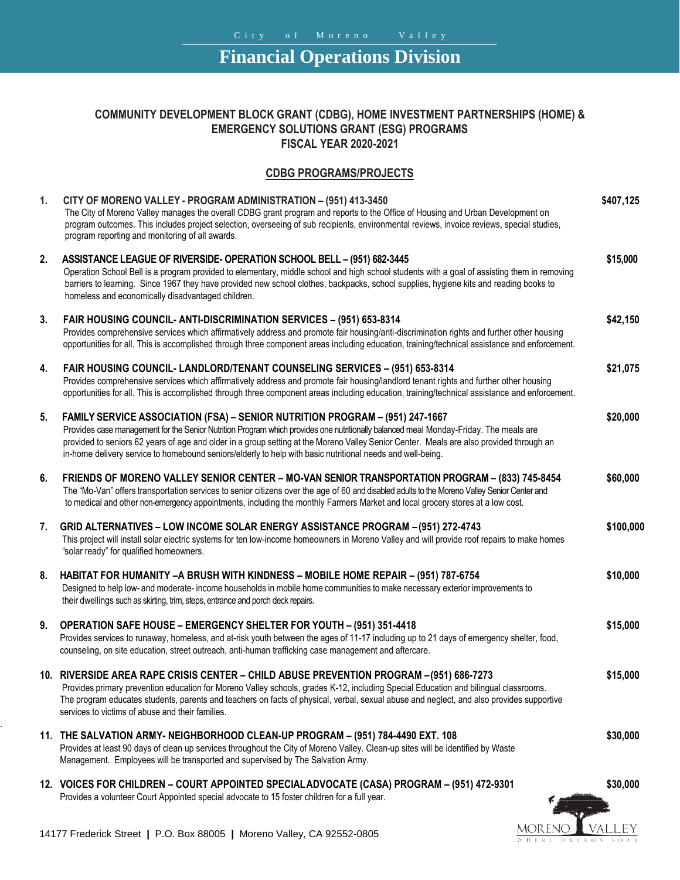# Financial Operations Division

## COMMUNITY DEVELOPMENT BLOCK GRANT (CDBG), HOME INVESTMENT PARTNERSHIPS (HOME) & EMERGENCY SOLUTIONS GRANT (ESG) PROGRAMS
## FISCAL YEAR 2020-2021

### CDBG PROGRAMS/PROJECTS

1. **CITY OF MORENO VALLEY - PROGRAM ADMINISTRATION – (951) 413-3450** — **$407,125**
   The City of Moreno Valley manages the overall CDBG grant program and reports to the Office of Housing and Urban Development on program outcomes. This includes project selection, overseeing of sub recipients, environmental reviews, invoice reviews, special studies, program reporting and monitoring of all awards.

2. **ASSISTANCE LEAGUE OF RIVERSIDE- OPERATION SCHOOL BELL – (951) 682-3445** — **$15,000**
   Operation School Bell is a program provided to elementary, middle school and high school students with a goal of assisting them in removing barriers to learning. Since 1967 they have provided new school clothes, backpacks, school supplies, hygiene kits and reading books to homeless and economically disadvantaged children.

3. **FAIR HOUSING COUNCIL- ANTI-DISCRIMINATION SERVICES – (951) 653-8314** — **$42,150**
   Provides comprehensive services which affirmatively address and promote fair housing/anti-discrimination rights and further other housing opportunities for all. This is accomplished through three component areas including education, training/technical assistance and enforcement.

4. **FAIR HOUSING COUNCIL- LANDLORD/TENANT COUNSELING SERVICES – (951) 653-8314** — **$21,075**
   Provides comprehensive services which affirmatively address and promote fair housing/landlord tenant rights and further other housing opportunities for all. This is accomplished through three component areas including education, training/technical assistance and enforcement.

5. **FAMILY SERVICE ASSOCIATION (FSA) – SENIOR NUTRITION PROGRAM – (951) 247-1667** — **$20,000**
   Provides case management for the Senior Nutrition Program which provides one nutritionally balanced meal Monday-Friday. The meals are provided to seniors 62 years of age and older in a group setting at the Moreno Valley Senior Center. Meals are also provided through an in-home delivery service to homebound seniors/elderly to help with basic nutritional needs and well-being.

6. **FRIENDS OF MORENO VALLEY SENIOR CENTER – MO-VAN SENIOR TRANSPORTATION PROGRAM – (833) 745-8454** — **$60,000**
   The "Mo-Van" offers transportation services to senior citizens over the age of 60 and disabled adults to the Moreno Valley Senior Center and to medical and other non-emergency appointments, including the monthly Farmers Market and local grocery stores at a low cost.

7. **GRID ALTERNATIVES – LOW INCOME SOLAR ENERGY ASSISTANCE PROGRAM – (951) 272-4743** — **$100,000**
   This project will install solar electric systems for ten low-income homeowners in Moreno Valley and will provide roof repairs to make homes "solar ready" for qualified homeowners.

8. **HABITAT FOR HUMANITY –A BRUSH WITH KINDNESS – MOBILE HOME REPAIR – (951) 787-6754** — **$10,000**
   Designed to help low- and moderate- income households in mobile home communities to make necessary exterior improvements to their dwellings such as skirting, trim, steps, entrance and porch deck repairs.

9. **OPERATION SAFE HOUSE – EMERGENCY SHELTER FOR YOUTH – (951) 351-4418** — **$15,000**
   Provides services to runaway, homeless, and at-risk youth between the ages of 11-17 including up to 21 days of emergency shelter, food, counseling, on site education, street outreach, anti-human trafficking case management and aftercare.

10. **RIVERSIDE AREA RAPE CRISIS CENTER – CHILD ABUSE PREVENTION PROGRAM – (951) 686-7273** — **$15,000**
    Provides primary prevention education for Moreno Valley schools, grades K-12, including Special Education and bilingual classrooms. The program educates students, parents and teachers on facts of physical, verbal, sexual abuse and neglect, and also provides supportive services to victims of abuse and their families.

11. **THE SALVATION ARMY- NEIGHBORHOOD CLEAN-UP PROGRAM – (951) 784-4490 EXT. 108** — **$30,000**
    Provides at least 90 days of clean up services throughout the City of Moreno Valley. Clean-up sites will be identified by Waste Management. Employees will be transported and supervised by The Salvation Army.

12. **VOICES FOR CHILDREN – COURT APPOINTED SPECIAL ADVOCATE (CASA) PROGRAM – (951) 472-9301** — **$30,000**
    Provides a volunteer Court Appointed special advocate to 15 foster children for a full year.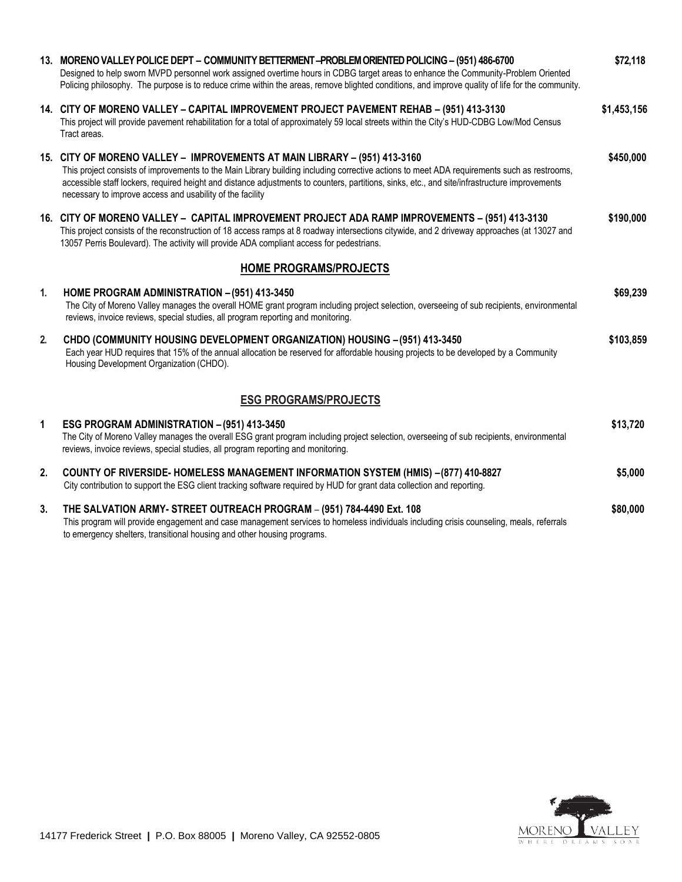13. **MORENO VALLEY POLICE DEPT – COMMUNITY BETTERMENT –PROBLEM ORIENTED POLICING – (951) 486-6700** **$72,118**
Designed to help sworn MVPD personnel work assigned overtime hours in CDBG target areas to enhance the Community-Problem Oriented Policing philosophy. The purpose is to reduce crime within the areas, remove blighted conditions, and improve quality of life for the community.

14. **CITY OF MORENO VALLEY – CAPITAL IMPROVEMENT PROJECT PAVEMENT REHAB – (951) 413-3130** **$1,453,156**
This project will provide pavement rehabilitation for a total of approximately 59 local streets within the City's HUD-CDBG Low/Mod Census Tract areas.

15. **CITY OF MORENO VALLEY – IMPROVEMENTS AT MAIN LIBRARY – (951) 413-3160** **$450,000**
This project consists of improvements to the Main Library building including corrective actions to meet ADA requirements such as restrooms, accessible staff lockers, required height and distance adjustments to counters, partitions, sinks, etc., and site/infrastructure improvements necessary to improve access and usability of the facility

16. **CITY OF MORENO VALLEY – CAPITAL IMPROVEMENT PROJECT ADA RAMP IMPROVEMENTS – (951) 413-3130** **$190,000**
This project consists of the reconstruction of 18 access ramps at 8 roadway intersections citywide, and 2 driveway approaches (at 13027 and 13057 Perris Boulevard). The activity will provide ADA compliant access for pedestrians.

## HOME PROGRAMS/PROJECTS

1. **HOME PROGRAM ADMINISTRATION – (951) 413-3450** **$69,239**
The City of Moreno Valley manages the overall HOME grant program including project selection, overseeing of sub recipients, environmental reviews, invoice reviews, special studies, all program reporting and monitoring.

2. **CHDO (COMMUNITY HOUSING DEVELOPMENT ORGANIZATION) HOUSING – (951) 413-3450** **$103,859**
Each year HUD requires that 15% of the annual allocation be reserved for affordable housing projects to be developed by a Community Housing Development Organization (CHDO).

## ESG PROGRAMS/PROJECTS

1. **ESG PROGRAM ADMINISTRATION – (951) 413-3450** **$13,720**
The City of Moreno Valley manages the overall ESG grant program including project selection, overseeing of sub recipients, environmental reviews, invoice reviews, special studies, all program reporting and monitoring.

2. **COUNTY OF RIVERSIDE- HOMELESS MANAGEMENT INFORMATION SYSTEM (HMIS) – (877) 410-8827** **$5,000**
City contribution to support the ESG client tracking software required by HUD for grant data collection and reporting.

3. **THE SALVATION ARMY- STREET OUTREACH PROGRAM – (951) 784-4490 Ext. 108** **$80,000**
This program will provide engagement and case management services to homeless individuals including crisis counseling, meals, referrals to emergency shelters, transitional housing and other housing programs.

14177 Frederick Street | P.O. Box 88005 | Moreno Valley, CA 92552-0805

MORENO VALLEY
WHERE DREAMS SOAR